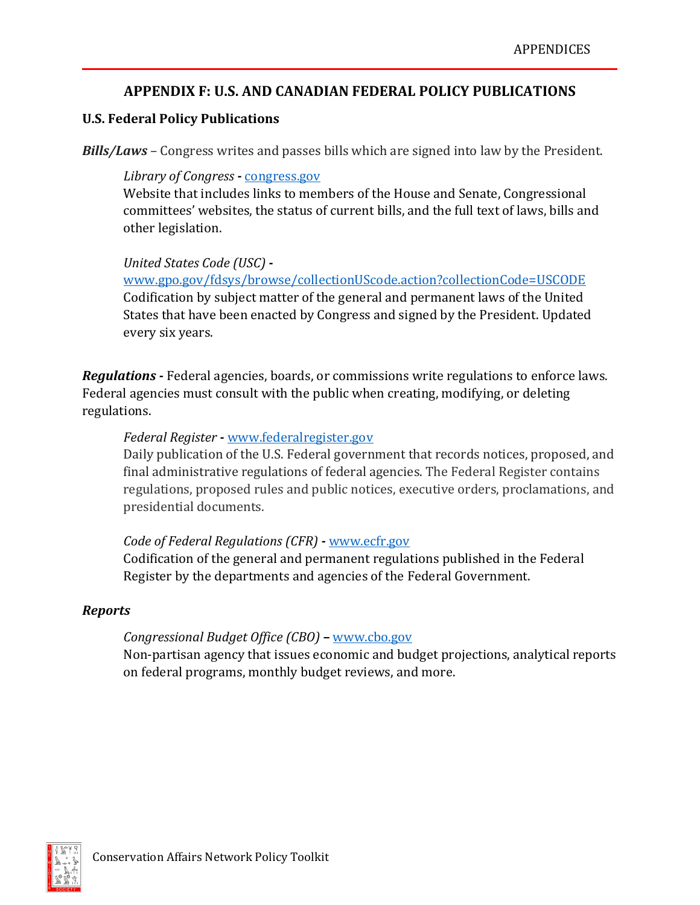## APPENDIX F: U.S. AND CANADIAN FEDERAL POLICY PUBLICATIONS

### U.S. Federal Policy Publications

***Bills/Laws*** – Congress writes and passes bills which are signed into law by the President.

> *Library of Congress* **-** [congress.gov](congress.gov)
> Website that includes links to members of the House and Senate, Congressional committees' websites, the status of current bills, and the full text of laws, bills and other legislation.
>
> *United States Code (USC)* **-** [www.gpo.gov/fdsys/browse/collectionUScode.action?collectionCode=USCODE](www.gpo.gov/fdsys/browse/collectionUScode.action?collectionCode=USCODE)
> Codification by subject matter of the general and permanent laws of the United States that have been enacted by Congress and signed by the President. Updated every six years.

***Regulations*** **-** Federal agencies, boards, or commissions write regulations to enforce laws. Federal agencies must consult with the public when creating, modifying, or deleting regulations.

> *Federal Register* **-** [www.federalregister.gov](www.federalregister.gov)
> Daily publication of the U.S. Federal government that records notices, proposed, and final administrative regulations of federal agencies. The Federal Register contains regulations, proposed rules and public notices, executive orders, proclamations, and presidential documents.
>
> *Code of Federal Regulations (CFR)* **-** [www.ecfr.gov](www.ecfr.gov)
> Codification of the general and permanent regulations published in the Federal Register by the departments and agencies of the Federal Government.

***Reports***

> *Congressional Budget Office (CBO)* **–** [www.cbo.gov](www.cbo.gov)
> Non-partisan agency that issues economic and budget projections, analytical reports on federal programs, monthly budget reviews, and more.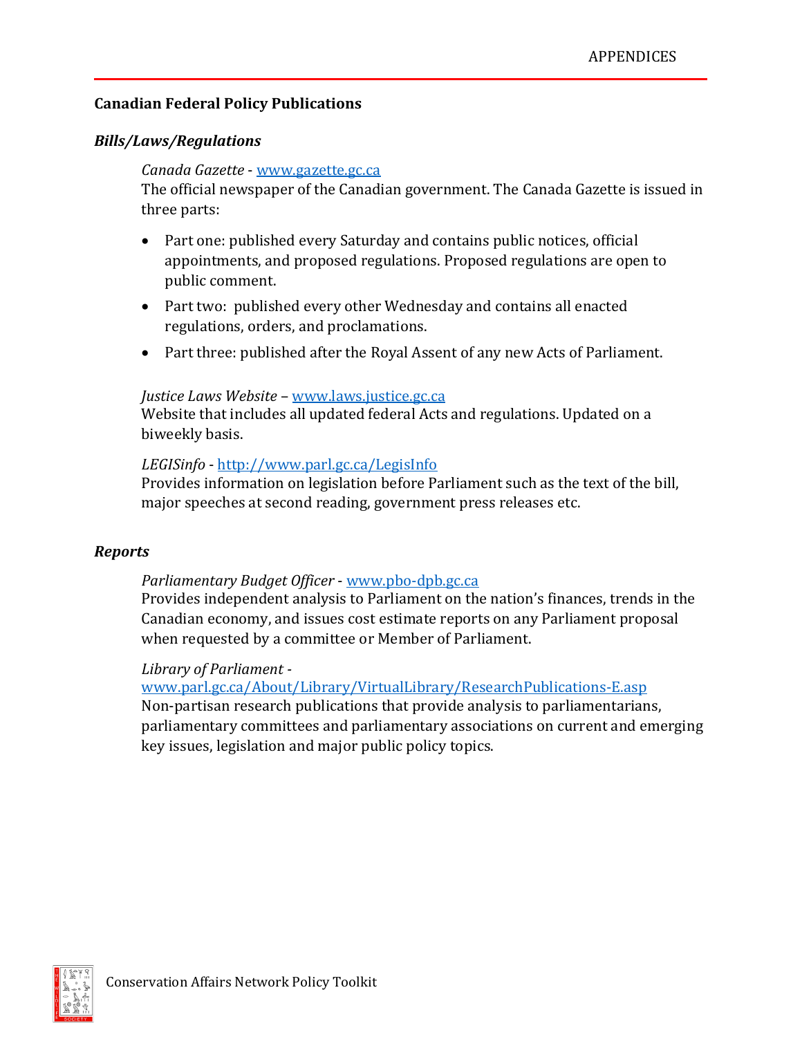## Canadian Federal Policy Publications

### *Bills/Laws/Regulations*

*Canada Gazette* - www.gazette.gc.ca
The official newspaper of the Canadian government. The Canada Gazette is issued in three parts:

- Part one: published every Saturday and contains public notices, official appointments, and proposed regulations. Proposed regulations are open to public comment.
- Part two: published every other Wednesday and contains all enacted regulations, orders, and proclamations.
- Part three: published after the Royal Assent of any new Acts of Parliament.

*Justice Laws Website* – www.laws.justice.gc.ca
Website that includes all updated federal Acts and regulations. Updated on a biweekly basis.

*LEGISinfo* - http://www.parl.gc.ca/LegisInfo
Provides information on legislation before Parliament such as the text of the bill, major speeches at second reading, government press releases etc.

### *Reports*

*Parliamentary Budget Officer* - www.pbo-dpb.gc.ca
Provides independent analysis to Parliament on the nation's finances, trends in the Canadian economy, and issues cost estimate reports on any Parliament proposal when requested by a committee or Member of Parliament.

*Library of Parliament* - www.parl.gc.ca/About/Library/VirtualLibrary/ResearchPublications-E.asp
Non-partisan research publications that provide analysis to parliamentarians, parliamentary committees and parliamentary associations on current and emerging key issues, legislation and major public policy topics.